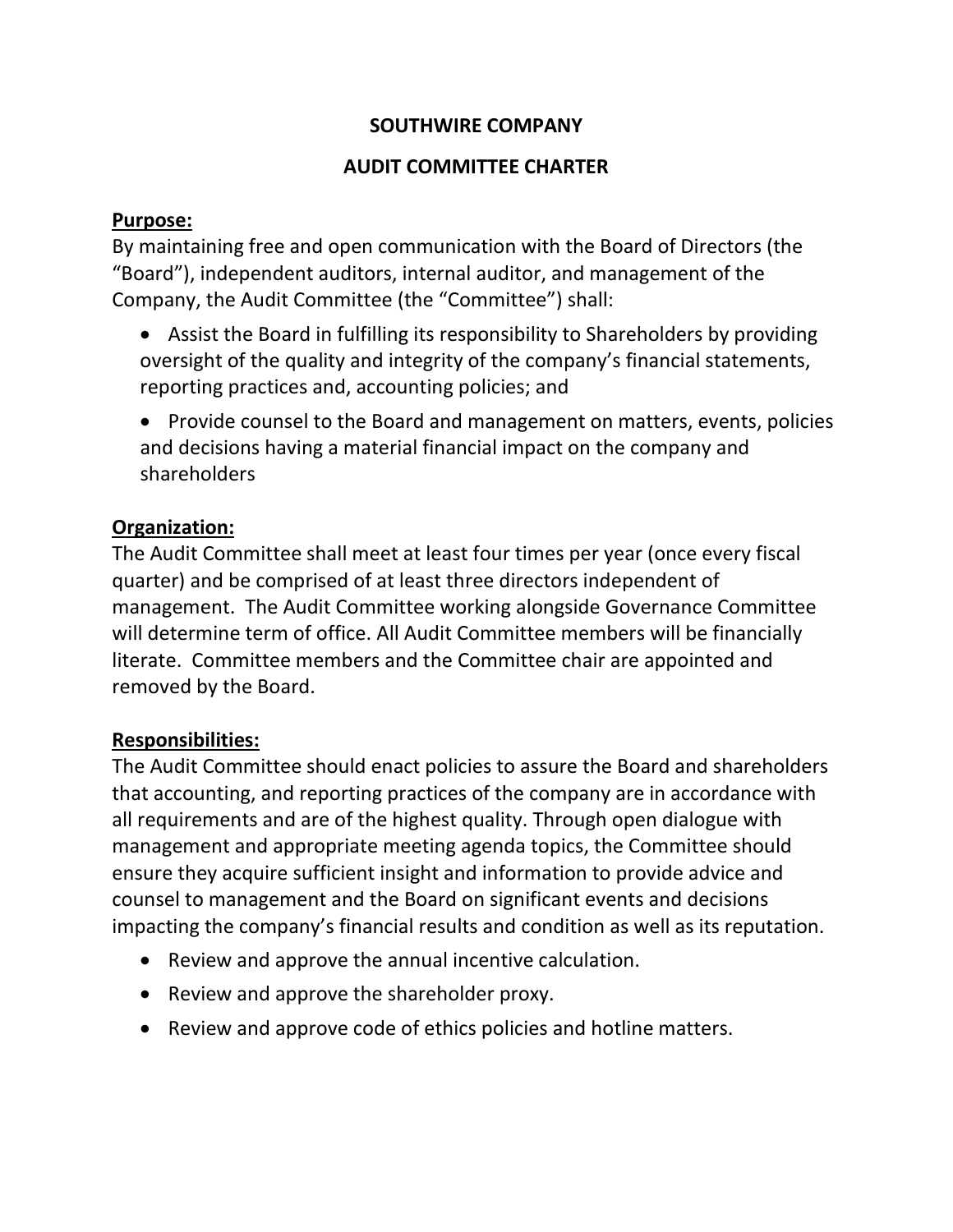**SOUTHWIRE COMPANY**

**AUDIT COMMITTEE CHARTER**

**Purpose:**

By maintaining free and open communication with the Board of Directors (the "Board"), independent auditors, internal auditor, and management of the Company, the Audit Committee (the "Committee") shall:

- Assist the Board in fulfilling its responsibility to Shareholders by providing oversight of the quality and integrity of the company's financial statements, reporting practices and, accounting policies; and
- Provide counsel to the Board and management on matters, events, policies and decisions having a material financial impact on the company and shareholders

**Organization:**

The Audit Committee shall meet at least four times per year (once every fiscal quarter) and be comprised of at least three directors independent of management. The Audit Committee working alongside Governance Committee will determine term of office. All Audit Committee members will be financially literate. Committee members and the Committee chair are appointed and removed by the Board.

**Responsibilities:**

The Audit Committee should enact policies to assure the Board and shareholders that accounting, and reporting practices of the company are in accordance with all requirements and are of the highest quality. Through open dialogue with management and appropriate meeting agenda topics, the Committee should ensure they acquire sufficient insight and information to provide advice and counsel to management and the Board on significant events and decisions impacting the company's financial results and condition as well as its reputation.

- Review and approve the annual incentive calculation.
- Review and approve the shareholder proxy.
- Review and approve code of ethics policies and hotline matters.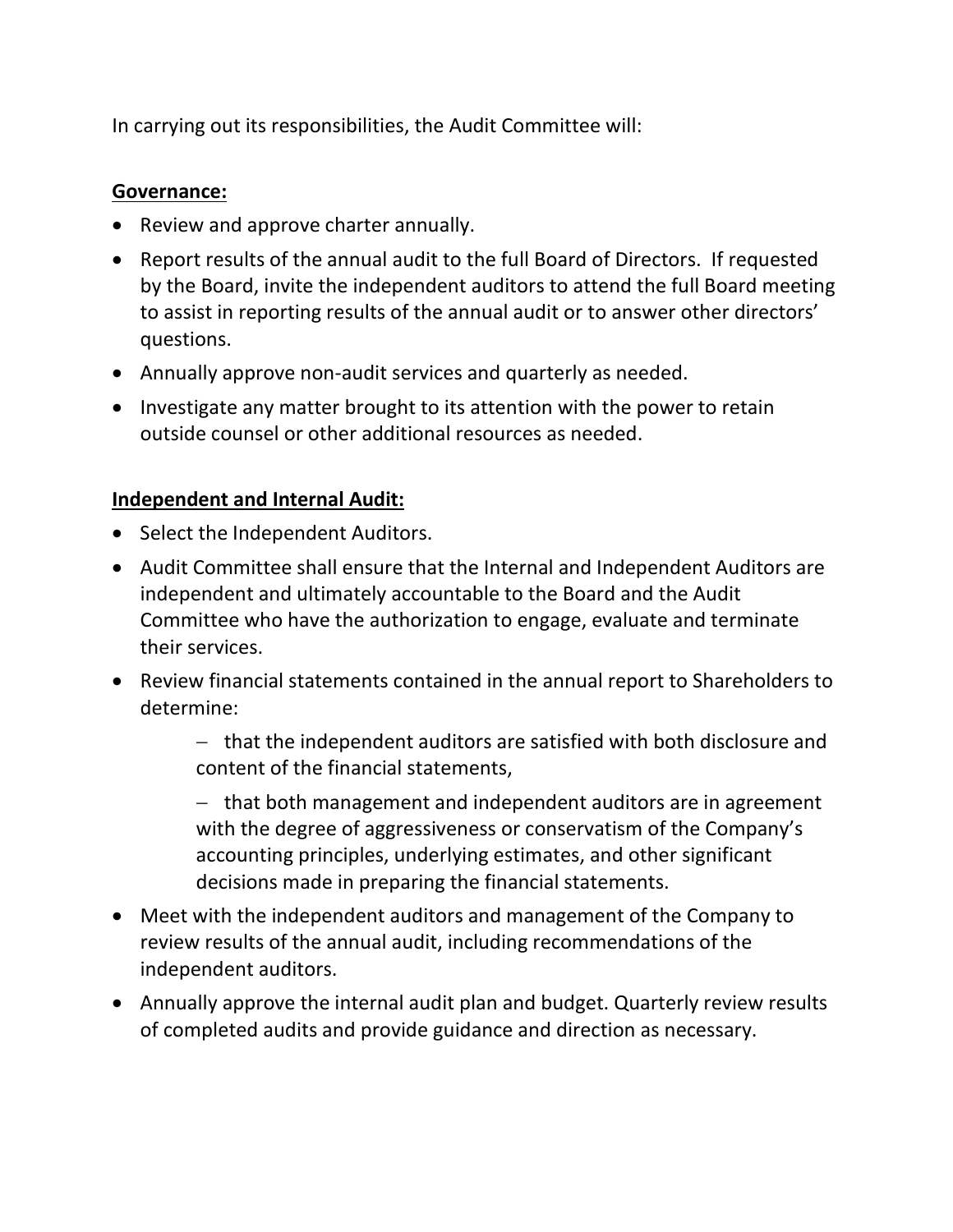In carrying out its responsibilities, the Audit Committee will:

**Governance:**

- Review and approve charter annually.
- Report results of the annual audit to the full Board of Directors. If requested by the Board, invite the independent auditors to attend the full Board meeting to assist in reporting results of the annual audit or to answer other directors' questions.
- Annually approve non-audit services and quarterly as needed.
- Investigate any matter brought to its attention with the power to retain outside counsel or other additional resources as needed.

**Independent and Internal Audit:**

- Select the Independent Auditors.
- Audit Committee shall ensure that the Internal and Independent Auditors are independent and ultimately accountable to the Board and the Audit Committee who have the authorization to engage, evaluate and terminate their services.
- Review financial statements contained in the annual report to Shareholders to determine:
  - that the independent auditors are satisfied with both disclosure and content of the financial statements,
  - that both management and independent auditors are in agreement with the degree of aggressiveness or conservatism of the Company's accounting principles, underlying estimates, and other significant decisions made in preparing the financial statements.
- Meet with the independent auditors and management of the Company to review results of the annual audit, including recommendations of the independent auditors.
- Annually approve the internal audit plan and budget. Quarterly review results of completed audits and provide guidance and direction as necessary.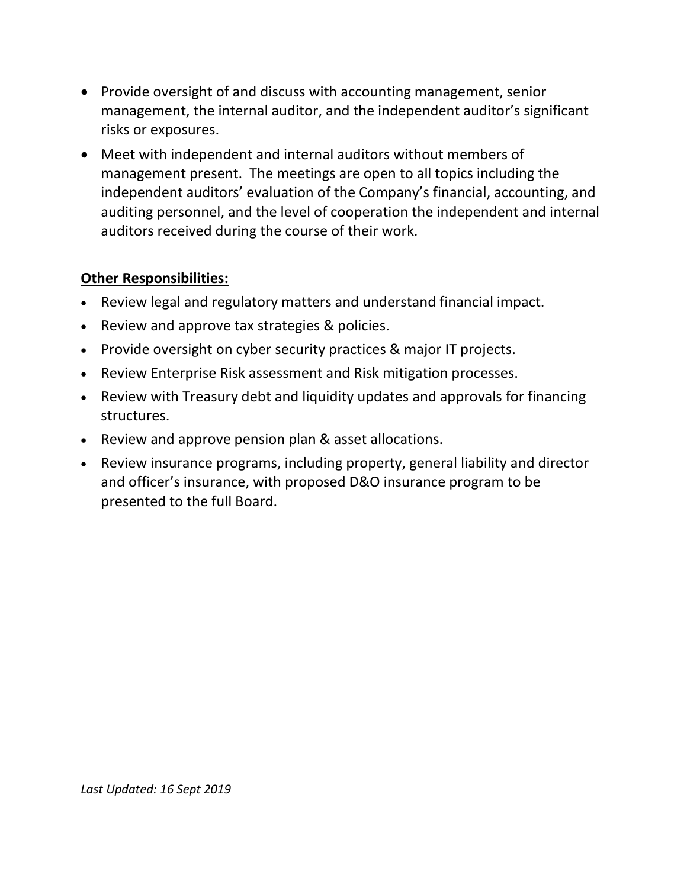- Provide oversight of and discuss with accounting management, senior management, the internal auditor, and the independent auditor's significant risks or exposures.
- Meet with independent and internal auditors without members of management present. The meetings are open to all topics including the independent auditors' evaluation of the Company's financial, accounting, and auditing personnel, and the level of cooperation the independent and internal auditors received during the course of their work.

**<u>Other Responsibilities:</u>**

- Review legal and regulatory matters and understand financial impact.
- Review and approve tax strategies & policies.
- Provide oversight on cyber security practices & major IT projects.
- Review Enterprise Risk assessment and Risk mitigation processes.
- Review with Treasury debt and liquidity updates and approvals for financing structures.
- Review and approve pension plan & asset allocations.
- Review insurance programs, including property, general liability and director and officer's insurance, with proposed D&O insurance program to be presented to the full Board.

*Last Updated: 16 Sept 2019*